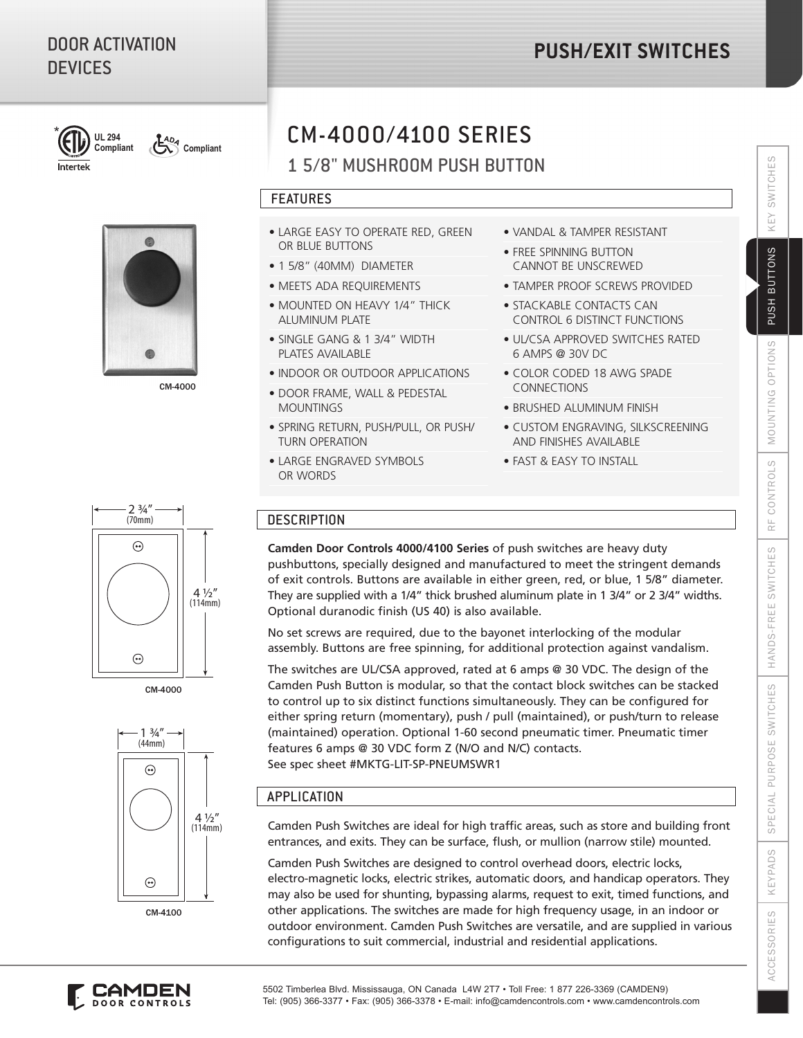# DOOR ACTIVATION DEVICES

# PUSH/EXIT SWITCHES

*UL 294 Compliant   ADA Compliant

Intertek

## CM-4000/4100 SERIES

### 1 5/8" MUSHROOM PUSH BUTTON

### FEATURES

- LARGE EASY TO OPERATE RED, GREEN OR BLUE BUTTONS
- 1 5/8" (40MM) DIAMETER
- MEETS ADA REQUIREMENTS
- MOUNTED ON HEAVY 1/4" THICK ALUMINUM PLATE
- SINGLE GANG & 1 3/4" WIDTH PLATES AVAILABLE
- INDOOR OR OUTDOOR APPLICATIONS
- DOOR FRAME, WALL & PEDESTAL MOUNTINGS
- SPRING RETURN, PUSH/PULL, OR PUSH/TURN OPERATION
- LARGE ENGRAVED SYMBOLS OR WORDS
- VANDAL & TAMPER RESISTANT
- FREE SPINNING BUTTON CANNOT BE UNSCREWED
- TAMPER PROOF SCREWS PROVIDED
- STACKABLE CONTACTS CAN CONTROL 6 DISTINCT FUNCTIONS
- UL/CSA APPROVED SWITCHES RATED 6 AMPS @ 30V DC
- COLOR CODED 18 AWG SPADE CONNECTIONS
- BRUSHED ALUMINUM FINISH
- CUSTOM ENGRAVING, SILKSCREENING AND FINISHES AVAILABLE
- FAST & EASY TO INSTALL

CM-4000

2 ¾" (70mm)

4 ½" (114mm)

CM-4000

1 ¾" (44mm)

4 ½" (114mm)

CM-4100

### DESCRIPTION

**Camden Door Controls 4000/4100 Series** of push switches are heavy duty pushbuttons, specially designed and manufactured to meet the stringent demands of exit controls. Buttons are available in either green, red, or blue, 1 5/8" diameter. They are supplied with a 1/4" thick brushed aluminum plate in 1 3/4" or 2 3/4" widths. Optional duranodic finish (US 40) is also available.

No set screws are required, due to the bayonet interlocking of the modular assembly. Buttons are free spinning, for additional protection against vandalism.

The switches are UL/CSA approved, rated at 6 amps @ 30 VDC. The design of the Camden Push Button is modular, so that the contact block switches can be stacked to control up to six distinct functions simultaneously. They can be configured for either spring return (momentary), push / pull (maintained), or push/turn to release (maintained) operation. Optional 1-60 second pneumatic timer. Pneumatic timer features 6 amps @ 30 VDC form Z (N/O and N/C) contacts.
See spec sheet #MKTG-LIT-SP-PNEUMSWR1

### APPLICATION

Camden Push Switches are ideal for high traffic areas, such as store and building front entrances, and exits. They can be surface, flush, or mullion (narrow stile) mounted.

Camden Push Switches are designed to control overhead doors, electric locks, electro-magnetic locks, electric strikes, automatic doors, and handicap operators. They may also be used for shunting, bypassing alarms, request to exit, timed functions, and other applications. The switches are made for high frequency usage, in an indoor or outdoor environment. Camden Push Switches are versatile, and are supplied in various configurations to suit commercial, industrial and residential applications.

KEY SWITCHES | PUSH BUTTONS | MOUNTING OPTIONS | RF CONTROLS | HANDS-FREE SWITCHES | SPECIAL PURPOSE SWITCHES | KEYPADS | ACCESSORIES

CAMDEN DOOR CONTROLS

5502 Timberlea Blvd. Mississauga, ON Canada L4W 2T7 • Toll Free: 1 877 226-3369 (CAMDEN9)
Tel: (905) 366-3377 • Fax: (905) 366-3378 • E-mail: info@camdencontrols.com • www.camdencontrols.com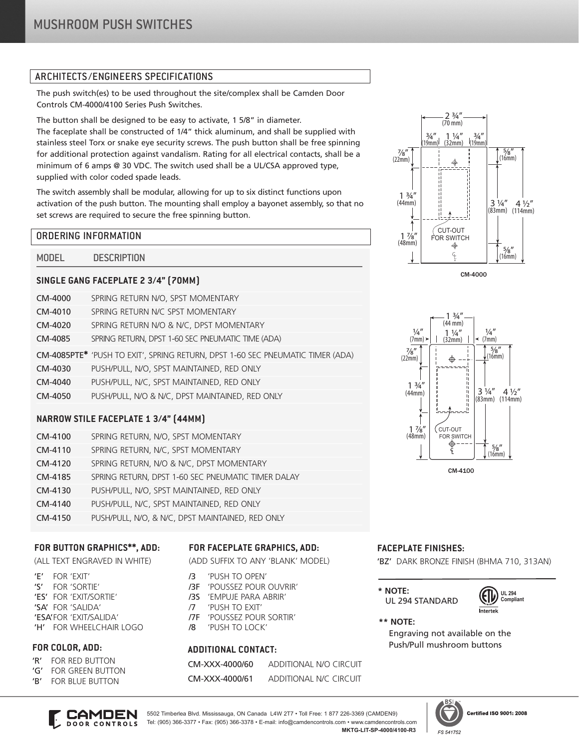# MUSHROOM PUSH SWITCHES

## ARCHITECTS/ENGINEERS SPECIFICATIONS

The push switch(es) to be used throughout the site/complex shall be Camden Door Controls CM-4000/4100 Series Push Switches.

The button shall be designed to be easy to activate, 1 5/8" in diameter.
The faceplate shall be constructed of 1/4" thick aluminum, and shall be supplied with stainless steel Torx or snake eye security screws. The push button shall be free spinning for additional protection against vandalism. Rating for all electrical contacts, shall be a minimum of 6 amps @ 30 VDC. The switch used shall be a UL/CSA approved type, supplied with color coded spade leads.

The switch assembly shall be modular, allowing for up to six distinct functions upon activation of the push button. The mounting shall employ a bayonet assembly, so that no set screws are required to secure the free spinning button.

## ORDERING INFORMATION

| MODEL | DESCRIPTION |
|---|---|
| **SINGLE GANG FACEPLATE 2 3/4" (70MM)** | |
| CM-4000 | SPRING RETURN N/O, SPST MOMENTARY |
| CM-4010 | SPRING RETURN N/C SPST MOMENTARY |
| CM-4020 | SPRING RETURN N/O & N/C, DPST MOMENTARY |
| CM-4085 | SPRING RETURN, DPST 1-60 SEC PNEUMATIC TIME (ADA) |
| CM-4085PTE* | 'PUSH TO EXIT', SPRING RETURN, DPST 1-60 SEC PNEUMATIC TIMER (ADA) |
| CM-4030 | PUSH/PULL, N/O, SPST MAINTAINED, RED ONLY |
| CM-4040 | PUSH/PULL, N/C, SPST MAINTAINED, RED ONLY |
| CM-4050 | PUSH/PULL, N/O & N/C, DPST MAINTAINED, RED ONLY |
| **NARROW STILE FACEPLATE 1 3/4" (44MM)** | |
| CM-4100 | SPRING RETURN, N/O, SPST MOMENTARY |
| CM-4110 | SPRING RETURN, N/C, SPST MOMENTARY |
| CM-4120 | SPRING RETURN, N/O & N/C, DPST MOMENTARY |
| CM-4185 | SPRING RETURN, DPST 1-60 SEC PNEUMATIC TIMER DALAY |
| CM-4130 | PUSH/PULL, N/O, SPST MAINTAINED, RED ONLY |
| CM-4140 | PUSH/PULL, N/C, SPST MAINTAINED, RED ONLY |
| CM-4150 | PUSH/PULL, N/O, & N/C, DPST MAINTAINED, RED ONLY |

CM-4000: 2 ¾" (70 mm); ¾" (19mm), 1 ¼" (32mm), ¾" (19mm); ⅞" (22mm); 1 ¾" (44mm); 1 ⅞" (48mm); ⅝" (16mm); 3 ¼" (83mm); 4 ½" (114mm); ⅝" (16mm); CUT-OUT FOR SWITCH

CM-4100: 1 ¾" (44 mm); ¼" (7mm), 1 ¼" (32mm), ¼" (7mm); ⅞" (22mm); 1 ¾" (44mm); 1 ⅞" (48mm); ⅝" (16mm); 3 ¼" (83mm); 4 ½" (114mm); ⅝" (16mm); CUT-OUT FOR SWITCH

### FOR BUTTON GRAPHICS**, ADD:

(ALL TEXT ENGRAVED IN WHITE)

- 'E' FOR 'EXIT'
- 'S' FOR 'SORTIE'
- 'ES' FOR 'EXIT/SORTIE'
- 'SA' FOR 'SALIDA'
- 'ESA' FOR 'EXIT/SALIDA'
- 'H' FOR WHEELCHAIR LOGO

### FOR COLOR, ADD:

- 'R' FOR RED BUTTON
- 'G' FOR GREEN BUTTON
- 'B' FOR BLUE BUTTON

### FOR FACEPLATE GRAPHICS, ADD:

(ADD SUFFIX TO ANY 'BLANK' MODEL)

- /3 'PUSH TO OPEN'
- /3F 'POUSSEZ POUR OUVRIR'
- /3S 'EMPUJE PARA ABRIR'
- /7 'PUSH TO EXIT'
- /7F 'POUSSEZ POUR SORTIR'
- /8 'PUSH TO LOCK'

### ADDITIONAL CONTACT:

| | |
|---|---|
| CM-XXX-4000/60 | ADDITIONAL N/O CIRCUIT |
| CM-XXX-4000/61 | ADDITIONAL N/C CIRCUIT |

### FACEPLATE FINISHES:

'BZ' DARK BRONZE FINISH (BHMA 710, 313AN)

\* NOTE:
UL 294 STANDARD

UL 294 Compliant

\*\* NOTE:
Engraving not available on the Push/Pull mushroom buttons

5502 Timberlea Blvd. Mississauga, ON Canada L4W 2T7 • Toll Free: 1 877 226-3369 (CAMDEN9)
Tel: (905) 366-3377 • Fax: (905) 366-3378 • E-mail: info@camdencontrols.com • www.camdencontrols.com
MKTG-LIT-SP-4000/4100-R3

Certified ISO 9001: 2008
FS 541752